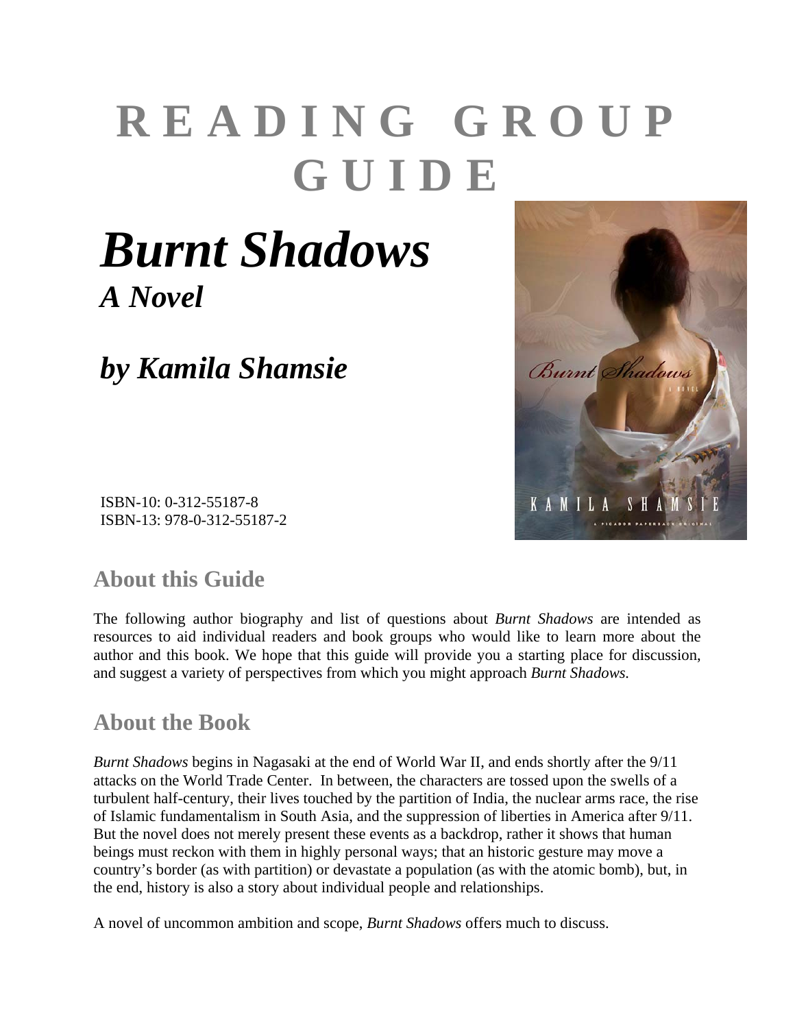# READING GROUP GUIDE

# *Burnt Shadows*

## *A Novel*

## *by Kamila Shamsie*

ISBN-10: 0-312-55187-8
ISBN-13: 978-0-312-55187-2

## About this Guide

The following author biography and list of questions about *Burnt Shadows* are intended as resources to aid individual readers and book groups who would like to learn more about the author and this book. We hope that this guide will provide you a starting place for discussion, and suggest a variety of perspectives from which you might approach *Burnt Shadows.*

## About the Book

*Burnt Shadows* begins in Nagasaki at the end of World War II, and ends shortly after the 9/11 attacks on the World Trade Center. In between, the characters are tossed upon the swells of a turbulent half-century, their lives touched by the partition of India, the nuclear arms race, the rise of Islamic fundamentalism in South Asia, and the suppression of liberties in America after 9/11. But the novel does not merely present these events as a backdrop, rather it shows that human beings must reckon with them in highly personal ways; that an historic gesture may move a country's border (as with partition) or devastate a population (as with the atomic bomb), but, in the end, history is also a story about individual people and relationships.

A novel of uncommon ambition and scope, *Burnt Shadows* offers much to discuss.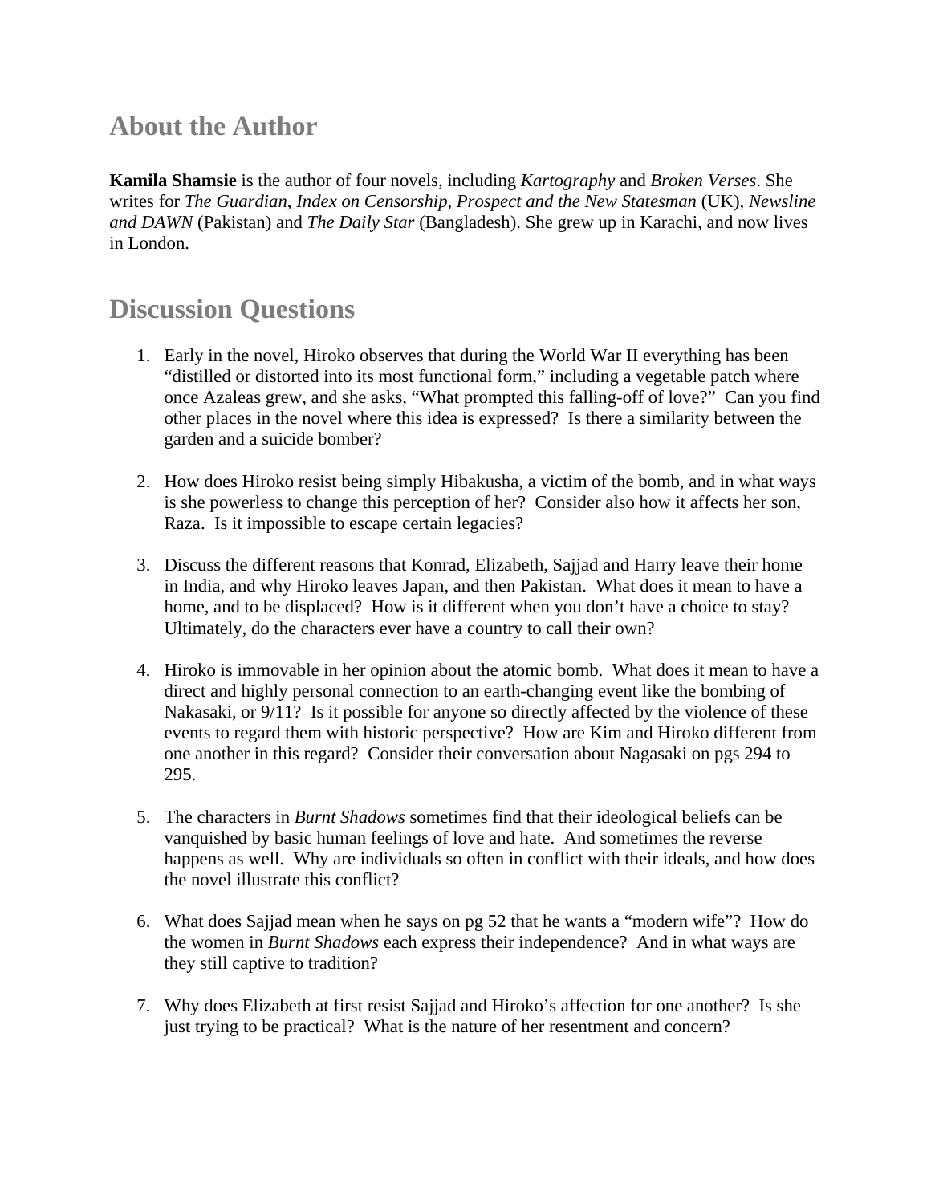## About the Author

**Kamila Shamsie** is the author of four novels, including *Kartography* and *Broken Verses*. She writes for *The Guardian*, *Index on Censorship*, *Prospect and the New Statesman* (UK), *Newsline and DAWN* (Pakistan) and *The Daily Star* (Bangladesh). She grew up in Karachi, and now lives in London.

## Discussion Questions

1. Early in the novel, Hiroko observes that during the World War II everything has been "distilled or distorted into its most functional form," including a vegetable patch where once Azaleas grew, and she asks, "What prompted this falling-off of love?" Can you find other places in the novel where this idea is expressed? Is there a similarity between the garden and a suicide bomber?

2. How does Hiroko resist being simply Hibakusha, a victim of the bomb, and in what ways is she powerless to change this perception of her? Consider also how it affects her son, Raza. Is it impossible to escape certain legacies?

3. Discuss the different reasons that Konrad, Elizabeth, Sajjad and Harry leave their home in India, and why Hiroko leaves Japan, and then Pakistan. What does it mean to have a home, and to be displaced? How is it different when you don't have a choice to stay? Ultimately, do the characters ever have a country to call their own?

4. Hiroko is immovable in her opinion about the atomic bomb. What does it mean to have a direct and highly personal connection to an earth-changing event like the bombing of Nakasaki, or 9/11? Is it possible for anyone so directly affected by the violence of these events to regard them with historic perspective? How are Kim and Hiroko different from one another in this regard? Consider their conversation about Nagasaki on pgs 294 to 295.

5. The characters in *Burnt Shadows* sometimes find that their ideological beliefs can be vanquished by basic human feelings of love and hate. And sometimes the reverse happens as well. Why are individuals so often in conflict with their ideals, and how does the novel illustrate this conflict?

6. What does Sajjad mean when he says on pg 52 that he wants a "modern wife"? How do the women in *Burnt Shadows* each express their independence? And in what ways are they still captive to tradition?

7. Why does Elizabeth at first resist Sajjad and Hiroko's affection for one another? Is she just trying to be practical? What is the nature of her resentment and concern?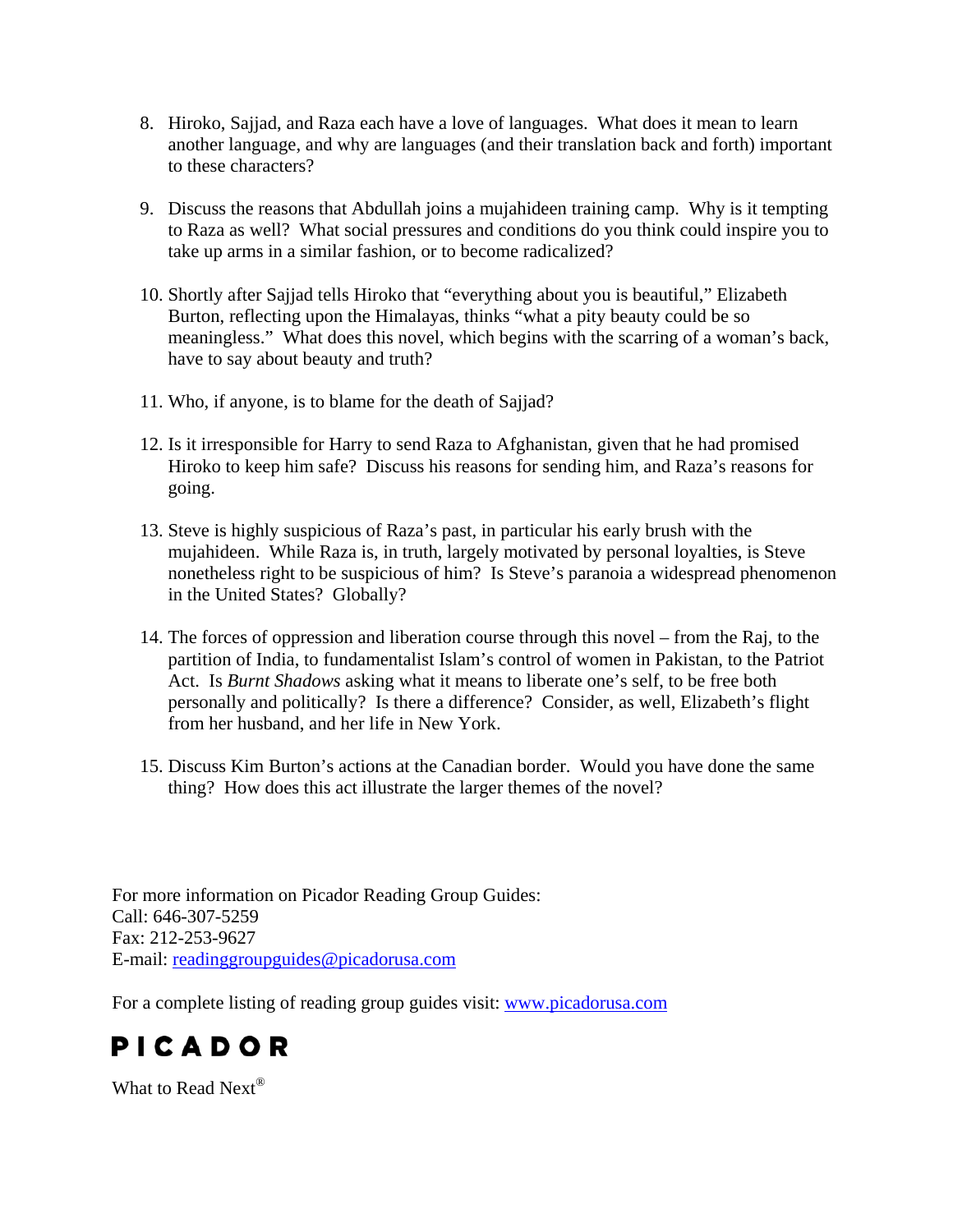8. Hiroko, Sajjad, and Raza each have a love of languages. What does it mean to learn another language, and why are languages (and their translation back and forth) important to these characters?

9. Discuss the reasons that Abdullah joins a mujahideen training camp. Why is it tempting to Raza as well? What social pressures and conditions do you think could inspire you to take up arms in a similar fashion, or to become radicalized?

10. Shortly after Sajjad tells Hiroko that "everything about you is beautiful," Elizabeth Burton, reflecting upon the Himalayas, thinks "what a pity beauty could be so meaningless." What does this novel, which begins with the scarring of a woman's back, have to say about beauty and truth?

11. Who, if anyone, is to blame for the death of Sajjad?

12. Is it irresponsible for Harry to send Raza to Afghanistan, given that he had promised Hiroko to keep him safe? Discuss his reasons for sending him, and Raza's reasons for going.

13. Steve is highly suspicious of Raza's past, in particular his early brush with the mujahideen. While Raza is, in truth, largely motivated by personal loyalties, is Steve nonetheless right to be suspicious of him? Is Steve's paranoia a widespread phenomenon in the United States? Globally?

14. The forces of oppression and liberation course through this novel – from the Raj, to the partition of India, to fundamentalist Islam's control of women in Pakistan, to the Patriot Act. Is *Burnt Shadows* asking what it means to liberate one's self, to be free both personally and politically? Is there a difference? Consider, as well, Elizabeth's flight from her husband, and her life in New York.

15. Discuss Kim Burton's actions at the Canadian border. Would you have done the same thing? How does this act illustrate the larger themes of the novel?

For more information on Picador Reading Group Guides:
Call: 646-307-5259
Fax: 212-253-9627
E-mail: [readinggroupguides@picadorusa.com](mailto:readinggroupguides@picadorusa.com)

For a complete listing of reading group guides visit: [www.picadorusa.com](http://www.picadorusa.com)

**PICADOR**

What to Read Next®